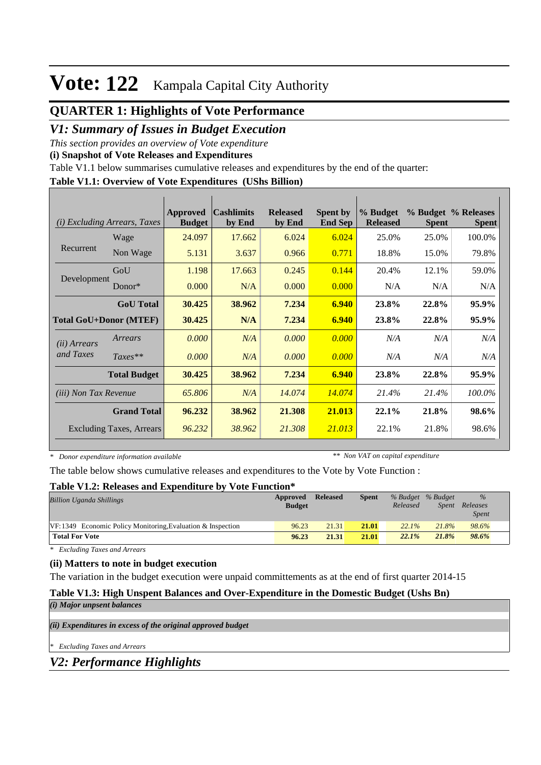# Vote: 122 Kampala Capital City Authority

## QUARTER 1: Highlights of Vote Performance

### *V1: Summary of Issues in Budget Execution*

*This section provides an overview of Vote expenditure*

**(i) Snapshot of Vote Releases and Expenditures**

Table V1.1 below summarises cumulative releases and expenditures by the end of the quarter:

**Table V1.1: Overview of Vote Expenditures (UShs Billion)**

| *(i) Excluding Arrears, Taxes* | | Approved Budget | Cashlimits by End | Released by End | Spent by End Sep | % Budget Released | % Budget Spent | % Releases Spent |
|---|---|---|---|---|---|---|---|---|
| Recurrent | Wage | 24.097 | 17.662 | 6.024 | 6.024 | 25.0% | 25.0% | 100.0% |
| | Non Wage | 5.131 | 3.637 | 0.966 | 0.771 | 18.8% | 15.0% | 79.8% |
| Development | GoU | 1.198 | 17.663 | 0.245 | 0.144 | 20.4% | 12.1% | 59.0% |
| | Donor* | 0.000 | N/A | 0.000 | 0.000 | N/A | N/A | N/A |
| | **GoU Total** | **30.425** | **38.962** | **7.234** | **6.940** | **23.8%** | **22.8%** | **95.9%** |
| **Total GoU+Donor (MTEF)** | | **30.425** | **N/A** | **7.234** | **6.940** | **23.8%** | **22.8%** | **95.9%** |
| *(ii) Arrears and Taxes* | *Arrears* | *0.000* | *N/A* | *0.000* | *0.000* | *N/A* | *N/A* | *N/A* |
| | *Taxes*** | *0.000* | *N/A* | *0.000* | *0.000* | *N/A* | *N/A* | *N/A* |
| | **Total Budget** | **30.425** | **38.962** | **7.234** | **6.940** | **23.8%** | **22.8%** | **95.9%** |
| *(iii) Non Tax Revenue* | | *65.806* | *N/A* | *14.074* | *14.074* | *21.4%* | *21.4%* | *100.0%* |
| | **Grand Total** | **96.232** | **38.962** | **21.308** | **21.013** | **22.1%** | **21.8%** | **98.6%** |
| | Excluding Taxes, Arrears | *96.232* | *38.962* | *21.308* | *21.013* | 22.1% | 21.8% | 98.6% |

*\* Donor expenditure information available* *\*\* Non VAT on capital expenditure*

The table below shows cumulative releases and expenditures to the Vote by Vote Function :

**Table V1.2: Releases and Expenditure by Vote Function***

| *Billion Uganda Shillings* | Approved Budget | Released | Spent | *% Budget Released* | *% Budget Spent* | *% Releases Spent* |
|---|---|---|---|---|---|---|
| VF:1349 Economic Policy Monitoring,Evaluation & Inspection | 96.23 | 21.31 | 21.01 | *22.1%* | *21.8%* | *98.6%* |
| **Total For Vote** | **96.23** | **21.31** | **21.01** | ***22.1%*** | ***21.8%*** | ***98.6%*** |

*\* Excluding Taxes and Arrears*

**(ii) Matters to note in budget execution**

The variation in the budget execution were unpaid committements as at the end of first quarter 2014-15

**Table V1.3: High Unspent Balances and Over-Expenditure in the Domestic Budget (Ushs Bn)**

***(i) Major unpsent balances***

***(ii) Expenditures in excess of the original approved budget***

*\* Excluding Taxes and Arrears*

### *V2: Performance Highlights*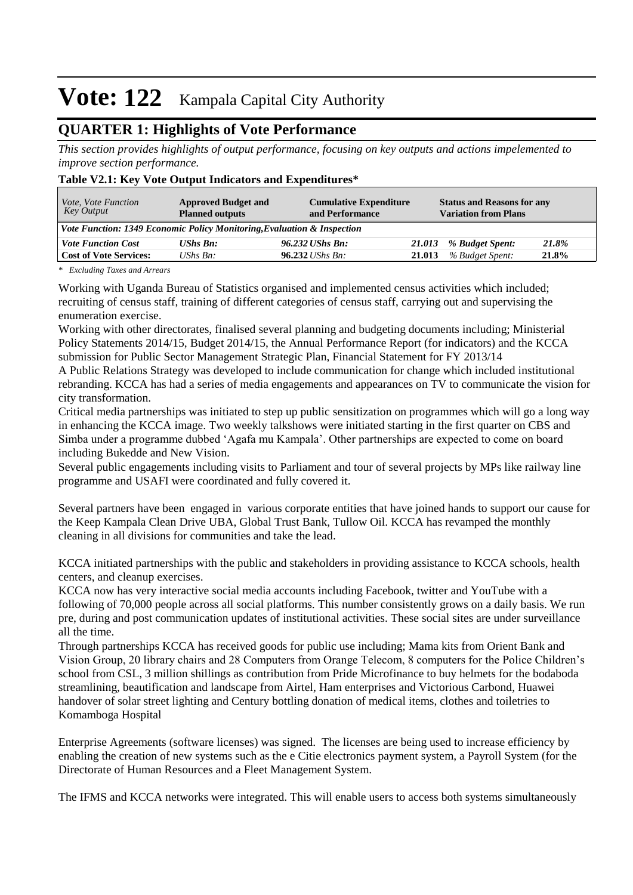# Vote: 122 Kampala Capital City Authority

## QUARTER 1: Highlights of Vote Performance

*This section provides highlights of output performance, focusing on key outputs and actions impelemented to improve section performance.*

**Table V2.1: Key Vote Output Indicators and Expenditures***

| *Vote, Vote Function Key Output* | **Approved Budget and Planned outputs** | **Cumulative Expenditure and Performance** | | **Status and Reasons for any Variation from Plans** | |
|---|---|---|---|---|---|
| ***Vote Function: 1349 Economic Policy Monitoring,Evaluation & Inspection*** | | | | | |
| ***Vote Function Cost*** | ***UShs Bn:*** | ***96.232 UShs Bn:*** | ***21.013*** | ***% Budget Spent:*** | ***21.8%*** |
| **Cost of Vote Services:** | *UShs Bn:* | **96.232** *UShs Bn:* | **21.013** | *% Budget Spent:* | **21.8%** |

*\* Excluding Taxes and Arrears*

Working with Uganda Bureau of Statistics organised and implemented census activities which included; recruiting of census staff, training of different categories of census staff, carrying out and supervising the enumeration exercise.

Working with other directorates, finalised several planning and budgeting documents including; Ministerial Policy Statements 2014/15, Budget 2014/15, the Annual Performance Report (for indicators) and the KCCA submission for Public Sector Management Strategic Plan, Financial Statement for FY 2013/14

A Public Relations Strategy was developed to include communication for change which included institutional rebranding. KCCA has had a series of media engagements and appearances on TV to communicate the vision for city transformation.

Critical media partnerships was initiated to step up public sensitization on programmes which will go a long way in enhancing the KCCA image. Two weekly talkshows were initiated starting in the first quarter on CBS and Simba under a programme dubbed 'Agafa mu Kampala'. Other partnerships are expected to come on board including Bukedde and New Vision.

Several public engagements including visits to Parliament and tour of several projects by MPs like railway line programme and USAFI were coordinated and fully covered it.

Several partners have been engaged in various corporate entities that have joined hands to support our cause for the Keep Kampala Clean Drive UBA, Global Trust Bank, Tullow Oil. KCCA has revamped the monthly cleaning in all divisions for communities and take the lead.

KCCA initiated partnerships with the public and stakeholders in providing assistance to KCCA schools, health centers, and cleanup exercises.

KCCA now has very interactive social media accounts including Facebook, twitter and YouTube with a following of 70,000 people across all social platforms. This number consistently grows on a daily basis. We run pre, during and post communication updates of institutional activities. These social sites are under surveillance all the time.

Through partnerships KCCA has received goods for public use including; Mama kits from Orient Bank and Vision Group, 20 library chairs and 28 Computers from Orange Telecom, 8 computers for the Police Children's school from CSL, 3 million shillings as contribution from Pride Microfinance to buy helmets for the bodaboda streamlining, beautification and landscape from Airtel, Ham enterprises and Victorious Carbond, Huawei handover of solar street lighting and Century bottling donation of medical items, clothes and toiletries to Komamboga Hospital

Enterprise Agreements (software licenses) was signed. The licenses are being used to increase efficiency by enabling the creation of new systems such as the e Citie electronics payment system, a Payroll System (for the Directorate of Human Resources and a Fleet Management System.

The IFMS and KCCA networks were integrated. This will enable users to access both systems simultaneously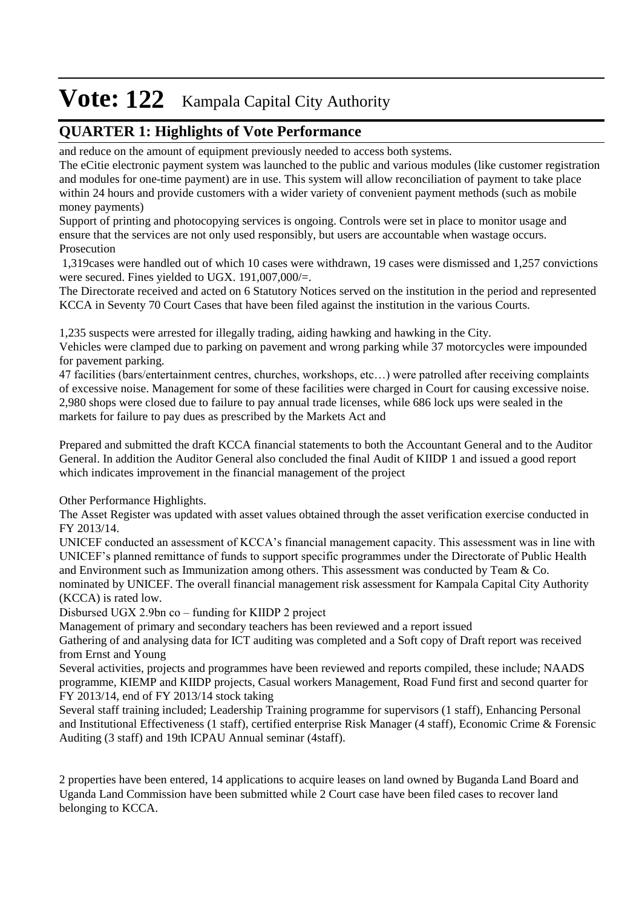# Vote: 122 Kampala Capital City Authority

## QUARTER 1: Highlights of Vote Performance

and reduce on the amount of equipment previously needed to access both systems.

The eCitie electronic payment system was launched to the public and various modules (like customer registration and modules for one-time payment) are in use. This system will allow reconciliation of payment to take place within 24 hours and provide customers with a wider variety of convenient payment methods (such as mobile money payments)

Support of printing and photocopying services is ongoing. Controls were set in place to monitor usage and ensure that the services are not only used responsibly, but users are accountable when wastage occurs.

Prosecution

1,319cases were handled out of which 10 cases were withdrawn, 19 cases were dismissed and 1,257 convictions were secured. Fines yielded to UGX. 191,007,000/=.

The Directorate received and acted on 6 Statutory Notices served on the institution in the period and represented KCCA in Seventy 70 Court Cases that have been filed against the institution in the various Courts.

1,235 suspects were arrested for illegally trading, aiding hawking and hawking in the City.

Vehicles were clamped due to parking on pavement and wrong parking while 37 motorcycles were impounded for pavement parking.

47 facilities (bars/entertainment centres, churches, workshops, etc…) were patrolled after receiving complaints of excessive noise. Management for some of these facilities were charged in Court for causing excessive noise.

2,980 shops were closed due to failure to pay annual trade licenses, while 686 lock ups were sealed in the markets for failure to pay dues as prescribed by the Markets Act and

Prepared and submitted the draft KCCA financial statements to both the Accountant General and to the Auditor General. In addition the Auditor General also concluded the final Audit of KIIDP 1 and issued a good report which indicates improvement in the financial management of the project

Other Performance Highlights.

The Asset Register was updated with asset values obtained through the asset verification exercise conducted in FY 2013/14.

UNICEF conducted an assessment of KCCA's financial management capacity. This assessment was in line with UNICEF's planned remittance of funds to support specific programmes under the Directorate of Public Health and Environment such as Immunization among others. This assessment was conducted by Team & Co. nominated by UNICEF. The overall financial management risk assessment for Kampala Capital City Authority (KCCA) is rated low.

Disbursed UGX 2.9bn co – funding for KIIDP 2 project

Management of primary and secondary teachers has been reviewed and a report issued

Gathering of and analysing data for ICT auditing was completed and a Soft copy of Draft report was received from Ernst and Young

Several activities, projects and programmes have been reviewed and reports compiled, these include; NAADS programme, KIEMP and KIIDP projects, Casual workers Management, Road Fund first and second quarter for FY 2013/14, end of FY 2013/14 stock taking

Several staff training included; Leadership Training programme for supervisors (1 staff), Enhancing Personal and Institutional Effectiveness (1 staff), certified enterprise Risk Manager (4 staff), Economic Crime & Forensic Auditing (3 staff) and 19th ICPAU Annual seminar (4staff).

2 properties have been entered, 14 applications to acquire leases on land owned by Buganda Land Board and Uganda Land Commission have been submitted while 2 Court case have been filed cases to recover land belonging to KCCA.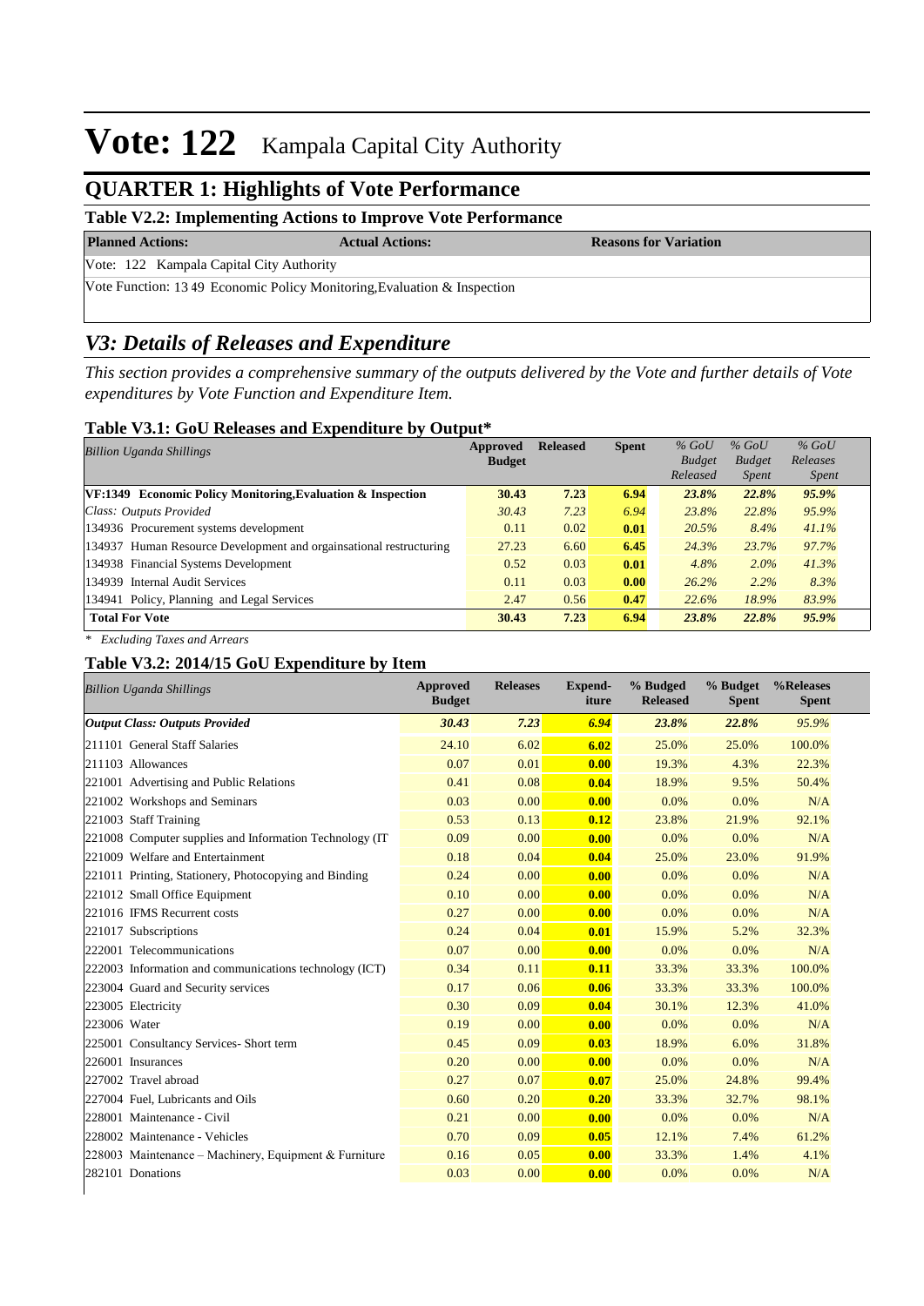# Vote: 122 Kampala Capital City Authority

## QUARTER 1: Highlights of Vote Performance

### Table V2.2: Implementing Actions to Improve Vote Performance

| Planned Actions: | Actual Actions: | Reasons for Variation |
|---|---|---|
| Vote: 122 Kampala Capital City Authority | | |
| Vote Function: 13 49 Economic Policy Monitoring,Evaluation & Inspection | | |

## *V3: Details of Releases and Expenditure*

*This section provides a comprehensive summary of the outputs delivered by the Vote and further details of Vote expenditures by Vote Function and Expenditure Item.*

### Table V3.1: GoU Releases and Expenditure by Output*

| *Billion Uganda Shillings* | Approved Budget | Released | Spent | *% GoU Budget Released* | *% GoU Budget Spent* | *% GoU Releases Spent* |
|---|---|---|---|---|---|---|
| **VF:1349 Economic Policy Monitoring,Evaluation & Inspection** | **30.43** | **7.23** | **6.94** | ***23.8%*** | ***22.8%*** | ***95.9%*** |
| *Class: Outputs Provided* | *30.43* | *7.23* | *6.94* | *23.8%* | *22.8%* | *95.9%* |
| 134936 Procurement systems development | 0.11 | 0.02 | **0.01** | *20.5%* | *8.4%* | *41.1%* |
| 134937 Human Resource Development and orgainsational restructuring | 27.23 | 6.60 | **6.45** | *24.3%* | *23.7%* | *97.7%* |
| 134938 Financial Systems Development | 0.52 | 0.03 | **0.01** | *4.8%* | *2.0%* | *41.3%* |
| 134939 Internal Audit Services | 0.11 | 0.03 | **0.00** | *26.2%* | *2.2%* | *8.3%* |
| 134941 Policy, Planning and Legal Services | 2.47 | 0.56 | **0.47** | *22.6%* | *18.9%* | *83.9%* |
| **Total For Vote** | **30.43** | **7.23** | **6.94** | ***23.8%*** | ***22.8%*** | ***95.9%*** |

*\* Excluding Taxes and Arrears*

### Table V3.2: 2014/15 GoU Expenditure by Item

| *Billion Uganda Shillings* | Approved Budget | Releases | Expend-iture | % Budged Released | % Budget Spent | %Releases Spent |
|---|---|---|---|---|---|---|
| ***Output Class: Outputs Provided*** | ***30.43*** | ***7.23*** | ***6.94*** | ***23.8%*** | ***22.8%*** | *95.9%* |
| 211101 General Staff Salaries | 24.10 | 6.02 | **6.02** | 25.0% | 25.0% | 100.0% |
| 211103 Allowances | 0.07 | 0.01 | **0.00** | 19.3% | 4.3% | 22.3% |
| 221001 Advertising and Public Relations | 0.41 | 0.08 | **0.04** | 18.9% | 9.5% | 50.4% |
| 221002 Workshops and Seminars | 0.03 | 0.00 | **0.00** | 0.0% | 0.0% | N/A |
| 221003 Staff Training | 0.53 | 0.13 | **0.12** | 23.8% | 21.9% | 92.1% |
| 221008 Computer supplies and Information Technology (IT | 0.09 | 0.00 | **0.00** | 0.0% | 0.0% | N/A |
| 221009 Welfare and Entertainment | 0.18 | 0.04 | **0.04** | 25.0% | 23.0% | 91.9% |
| 221011 Printing, Stationery, Photocopying and Binding | 0.24 | 0.00 | **0.00** | 0.0% | 0.0% | N/A |
| 221012 Small Office Equipment | 0.10 | 0.00 | **0.00** | 0.0% | 0.0% | N/A |
| 221016 IFMS Recurrent costs | 0.27 | 0.00 | **0.00** | 0.0% | 0.0% | N/A |
| 221017 Subscriptions | 0.24 | 0.04 | **0.01** | 15.9% | 5.2% | 32.3% |
| 222001 Telecommunications | 0.07 | 0.00 | **0.00** | 0.0% | 0.0% | N/A |
| 222003 Information and communications technology (ICT) | 0.34 | 0.11 | **0.11** | 33.3% | 33.3% | 100.0% |
| 223004 Guard and Security services | 0.17 | 0.06 | **0.06** | 33.3% | 33.3% | 100.0% |
| 223005 Electricity | 0.30 | 0.09 | **0.04** | 30.1% | 12.3% | 41.0% |
| 223006 Water | 0.19 | 0.00 | **0.00** | 0.0% | 0.0% | N/A |
| 225001 Consultancy Services- Short term | 0.45 | 0.09 | **0.03** | 18.9% | 6.0% | 31.8% |
| 226001 Insurances | 0.20 | 0.00 | **0.00** | 0.0% | 0.0% | N/A |
| 227002 Travel abroad | 0.27 | 0.07 | **0.07** | 25.0% | 24.8% | 99.4% |
| 227004 Fuel, Lubricants and Oils | 0.60 | 0.20 | **0.20** | 33.3% | 32.7% | 98.1% |
| 228001 Maintenance - Civil | 0.21 | 0.00 | **0.00** | 0.0% | 0.0% | N/A |
| 228002 Maintenance - Vehicles | 0.70 | 0.09 | **0.05** | 12.1% | 7.4% | 61.2% |
| 228003 Maintenance – Machinery, Equipment & Furniture | 0.16 | 0.05 | **0.00** | 33.3% | 1.4% | 4.1% |
| 282101 Donations | 0.03 | 0.00 | **0.00** | 0.0% | 0.0% | N/A |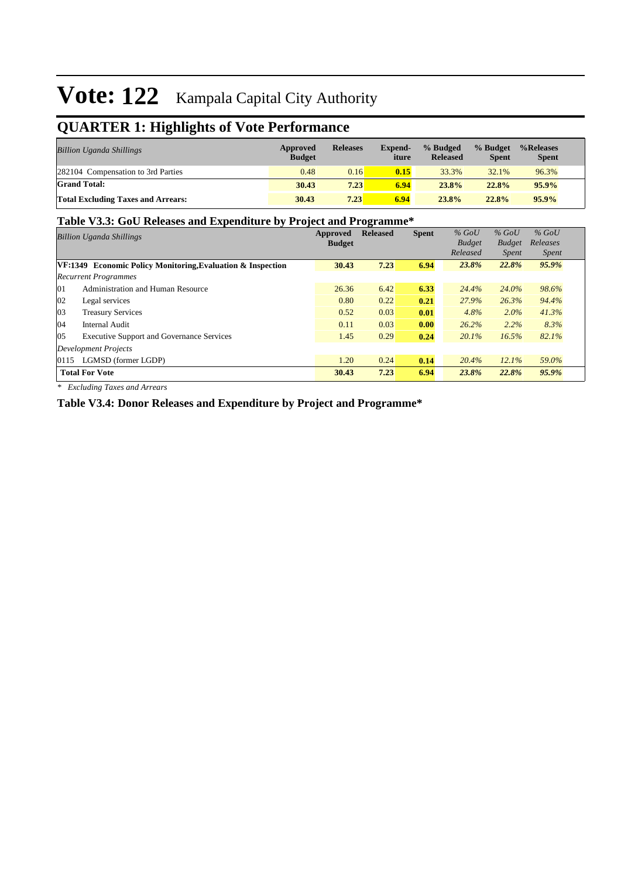# Vote: 122 Kampala Capital City Authority

## QUARTER 1: Highlights of Vote Performance

| *Billion Uganda Shillings* | Approved Budget | Releases | Expend-iture | % Budged Released | % Budget Spent | %Releases Spent |
|---|---|---|---|---|---|---|
| 282104 Compensation to 3rd Parties | 0.48 | 0.16 | 0.15 | 33.3% | 32.1% | 96.3% |
| **Grand Total:** | **30.43** | **7.23** | **6.94** | **23.8%** | **22.8%** | **95.9%** |
| **Total Excluding Taxes and Arrears:** | **30.43** | **7.23** | **6.94** | **23.8%** | **22.8%** | **95.9%** |

### Table V3.3: GoU Releases and Expenditure by Project and Programme*

| *Billion Uganda Shillings* | Approved Budget | Released | Spent | *% GoU Budget Released* | *% GoU Budget Spent* | *% GoU Releases Spent* |
|---|---|---|---|---|---|---|
| **VF:1349 Economic Policy Monitoring,Evaluation & Inspection** | **30.43** | **7.23** | **6.94** | ***23.8%*** | ***22.8%*** | ***95.9%*** |
| *Recurrent Programmes* | | | | | | |
| 01 Administration and Human Resource | 26.36 | 6.42 | 6.33 | *24.4%* | *24.0%* | *98.6%* |
| 02 Legal services | 0.80 | 0.22 | 0.21 | *27.9%* | *26.3%* | *94.4%* |
| 03 Treasury Services | 0.52 | 0.03 | 0.01 | *4.8%* | *2.0%* | *41.3%* |
| 04 Internal Audit | 0.11 | 0.03 | 0.00 | *26.2%* | *2.2%* | *8.3%* |
| 05 Executive Support and Governance Services | 1.45 | 0.29 | 0.24 | *20.1%* | *16.5%* | *82.1%* |
| *Development Projects* | | | | | | |
| 0115 LGMSD (former LGDP) | 1.20 | 0.24 | 0.14 | *20.4%* | *12.1%* | *59.0%* |
| **Total For Vote** | **30.43** | **7.23** | **6.94** | ***23.8%*** | ***22.8%*** | ***95.9%*** |

*\* Excluding Taxes and Arrears*

### Table V3.4: Donor Releases and Expenditure by Project and Programme*